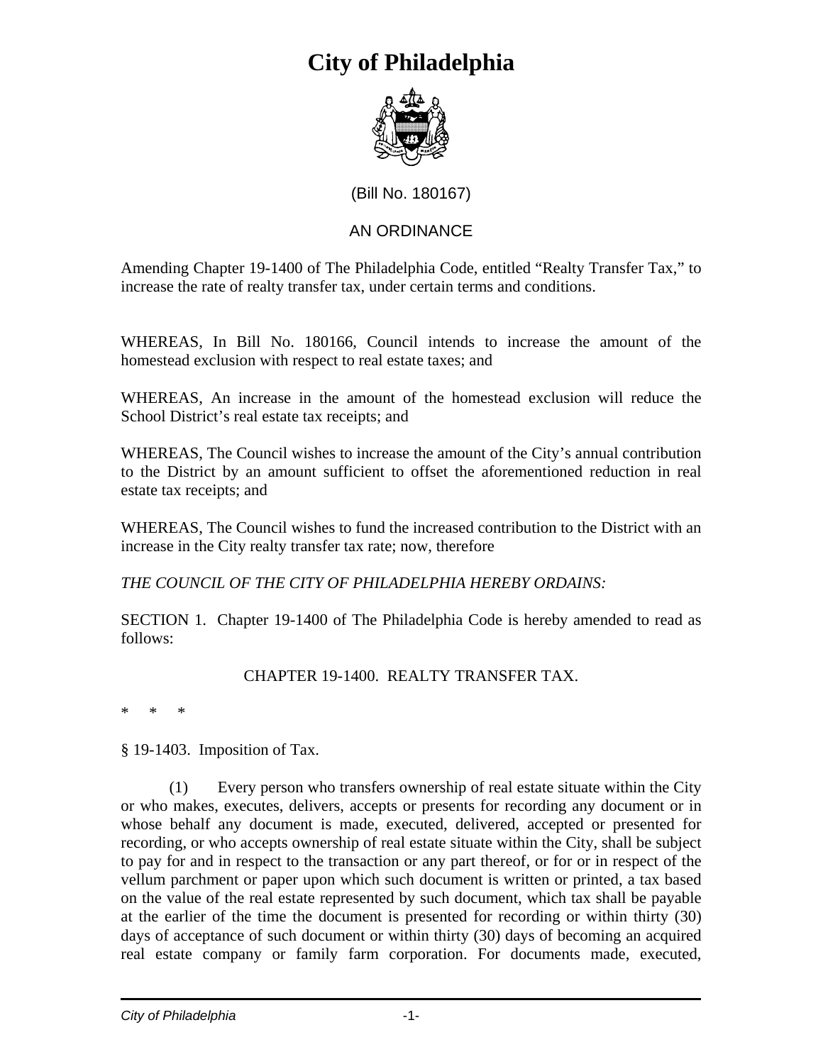# City of Philadelphia

(Bill No. 180167)

AN ORDINANCE

Amending Chapter 19-1400 of The Philadelphia Code, entitled "Realty Transfer Tax," to increase the rate of realty transfer tax, under certain terms and conditions.

WHEREAS, In Bill No. 180166, Council intends to increase the amount of the homestead exclusion with respect to real estate taxes; and

WHEREAS, An increase in the amount of the homestead exclusion will reduce the School District's real estate tax receipts; and

WHEREAS, The Council wishes to increase the amount of the City's annual contribution to the District by an amount sufficient to offset the aforementioned reduction in real estate tax receipts; and

WHEREAS, The Council wishes to fund the increased contribution to the District with an increase in the City realty transfer tax rate; now, therefore

*THE COUNCIL OF THE CITY OF PHILADELPHIA HEREBY ORDAINS:*

SECTION 1. Chapter 19-1400 of The Philadelphia Code is hereby amended to read as follows:

CHAPTER 19-1400. REALTY TRANSFER TAX.

\* \* \*

§ 19-1403. Imposition of Tax.

(1) Every person who transfers ownership of real estate situate within the City or who makes, executes, delivers, accepts or presents for recording any document or in whose behalf any document is made, executed, delivered, accepted or presented for recording, or who accepts ownership of real estate situate within the City, shall be subject to pay for and in respect to the transaction or any part thereof, or for or in respect of the vellum parchment or paper upon which such document is written or printed, a tax based on the value of the real estate represented by such document, which tax shall be payable at the earlier of the time the document is presented for recording or within thirty (30) days of acceptance of such document or within thirty (30) days of becoming an acquired real estate company or family farm corporation. For documents made, executed,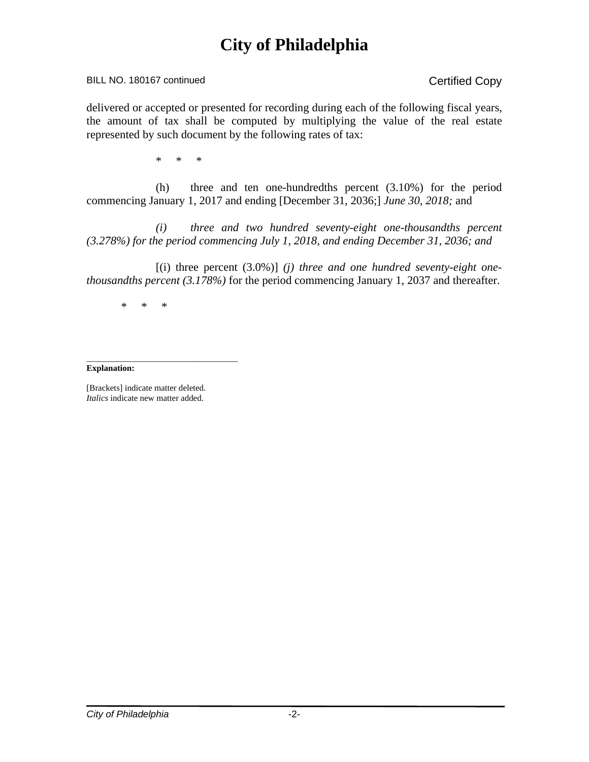delivered or accepted or presented for recording during each of the following fiscal years, the amount of tax shall be computed by multiplying the value of the real estate represented by such document by the following rates of tax:

\* \* \*

(h) three and ten one-hundredths percent (3.10%) for the period commencing January 1, 2017 and ending [December 31, 2036;] *June 30, 2018;* and

*(i) three and two hundred seventy-eight one-thousandths percent (3.278%) for the period commencing July 1, 2018, and ending December 31, 2036; and*

[(i) three percent (3.0%)] *(j) three and one hundred seventy-eight one-thousandths percent (3.178%)* for the period commencing January 1, 2037 and thereafter.

\* \* \*

---

**Explanation:**

[Brackets] indicate matter deleted.
*Italics* indicate new matter added.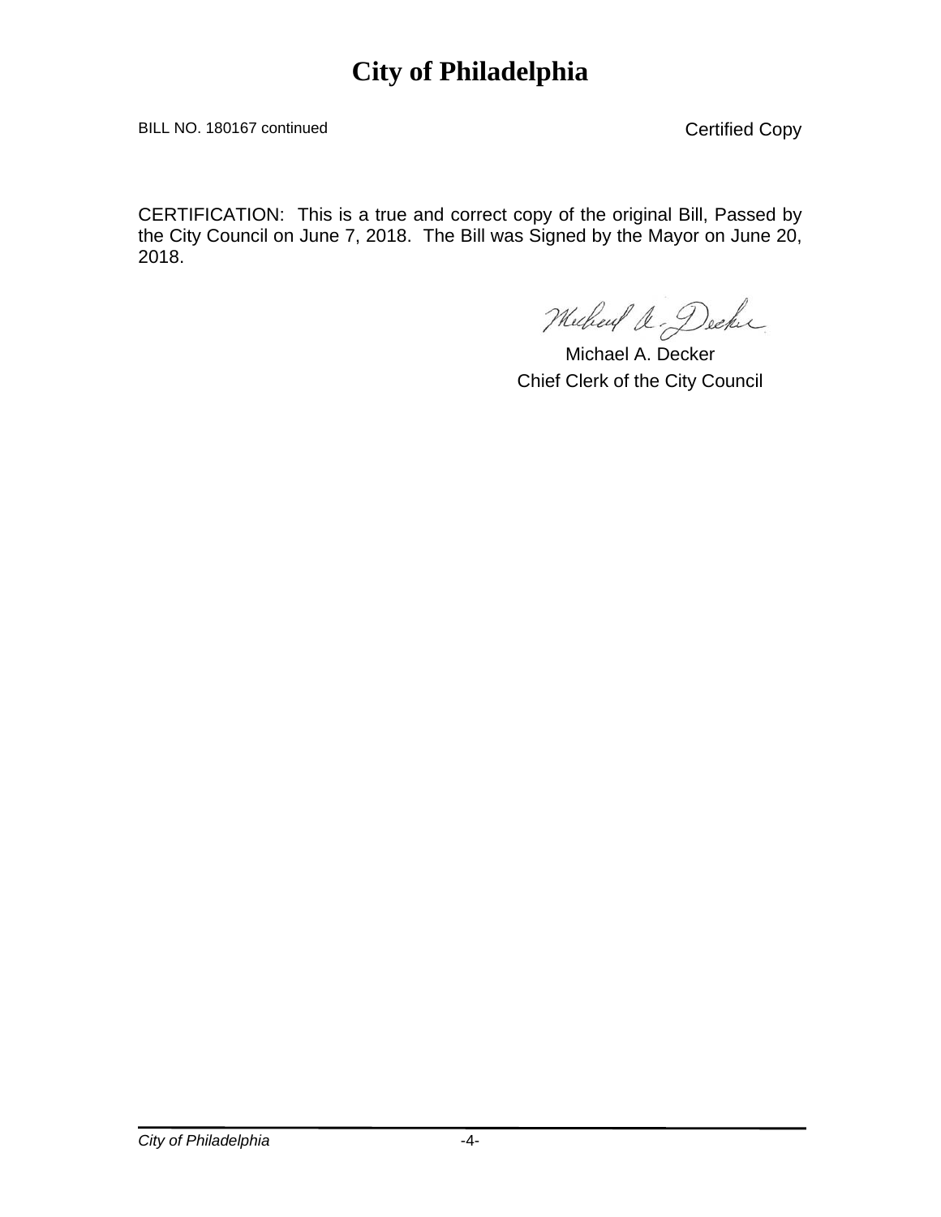# City of Philadelphia

BILL NO. 180167 continued

Certified Copy

CERTIFICATION: This is a true and correct copy of the original Bill, Passed by the City Council on June 7, 2018. The Bill was Signed by the Mayor on June 20, 2018.

Michael A. Decker
Chief Clerk of the City Council